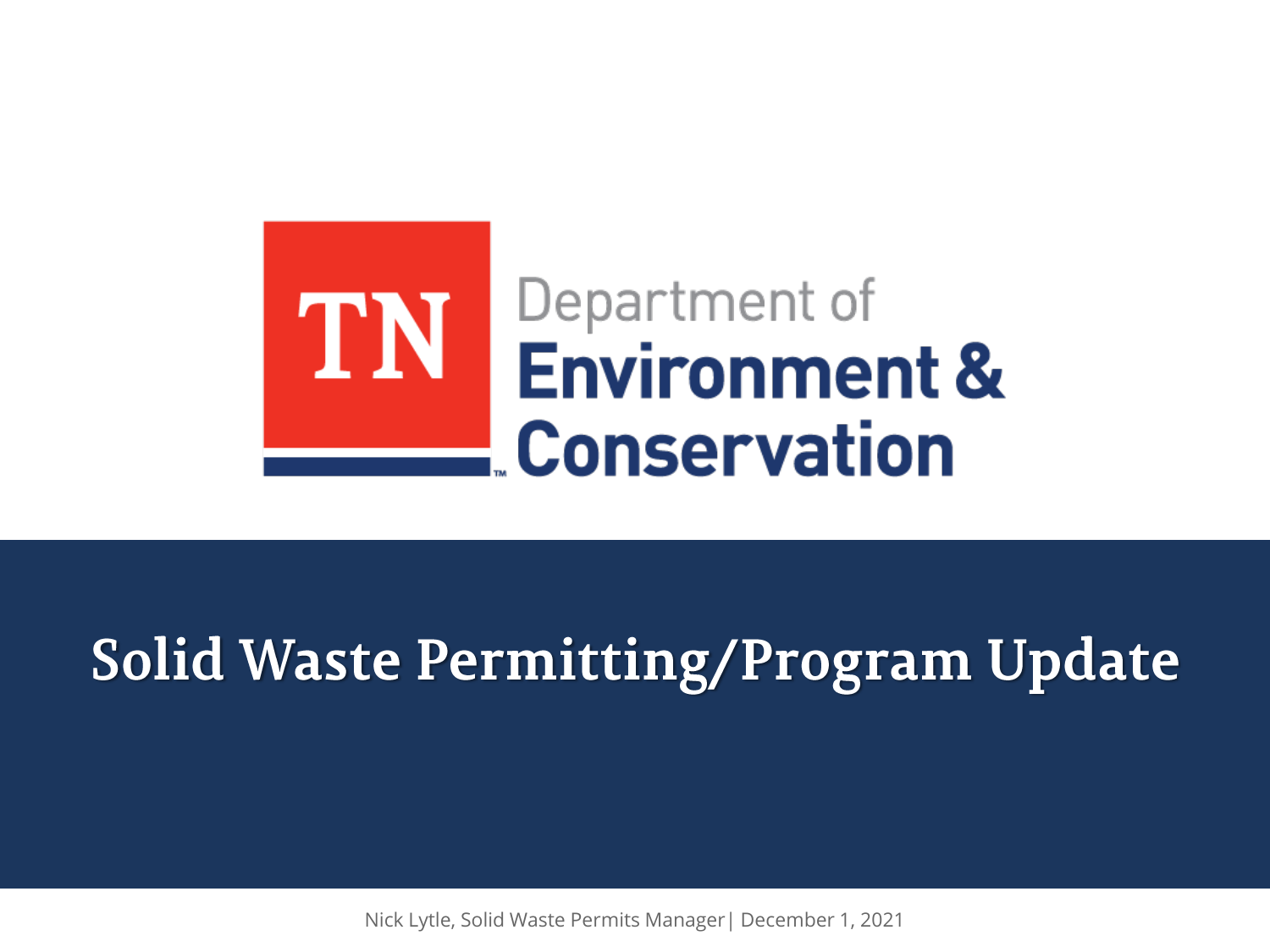TN Department of Environment & Conservation

# Solid Waste Permitting/Program Update

Nick Lytle, Solid Waste Permits Manager | December 1, 2021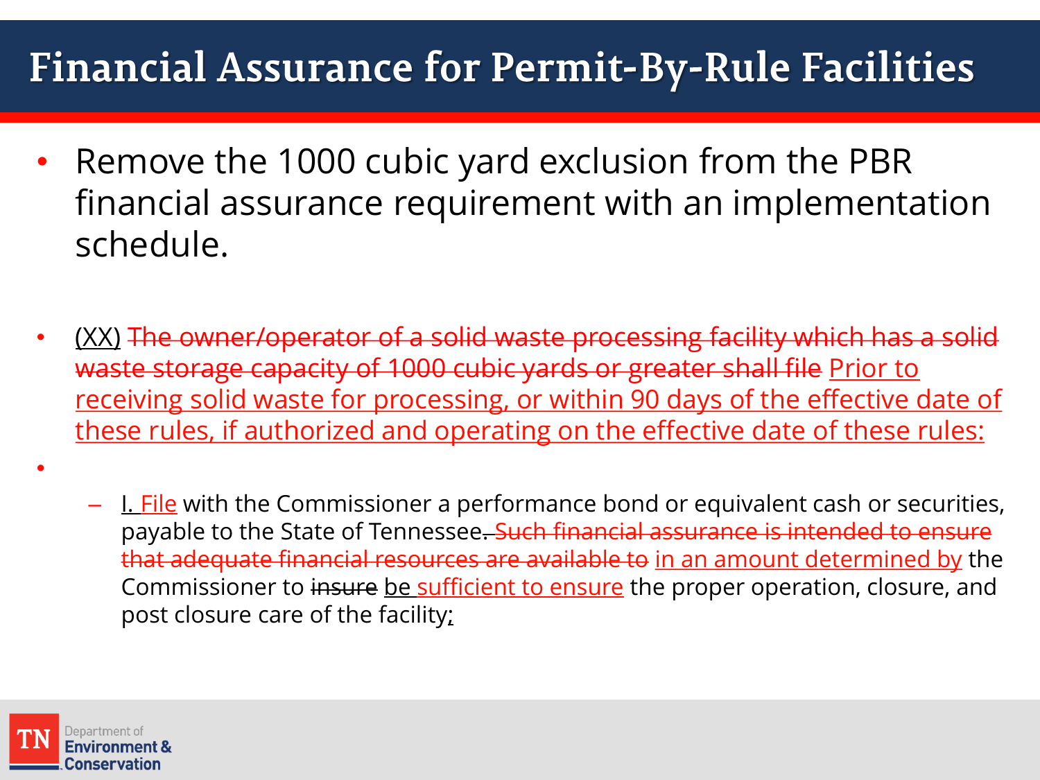# Financial Assurance for Permit-By-Rule Facilities

- Remove the 1000 cubic yard exclusion from the PBR financial assurance requirement with an implementation schedule.

- (XX) ~~The owner/operator of a solid waste processing facility which has a solid waste storage capacity of 1000 cubic yards or greater shall file~~ Prior to receiving solid waste for processing, or within 90 days of the effective date of these rules, if authorized and operating on the effective date of these rules:

  - I. File with the Commissioner a performance bond or equivalent cash or securities, payable to the State of Tennessee~~. Such financial assurance is intended to ensure that adequate financial resources are available to~~ in an amount determined by the Commissioner to ~~insure~~ be sufficient to ensure the proper operation, closure, and post closure care of the facility;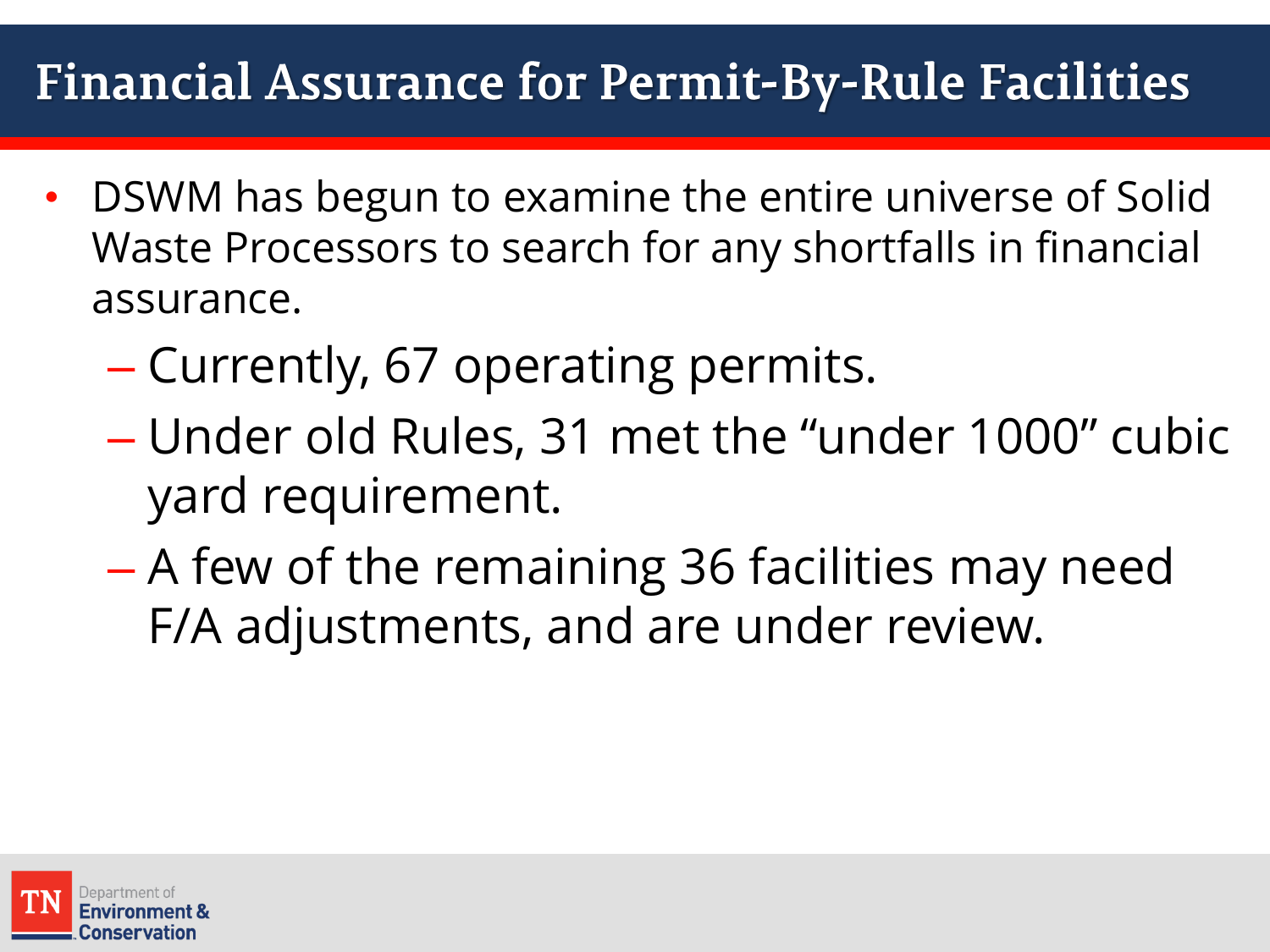# Financial Assurance for Permit-By-Rule Facilities

- DSWM has begun to examine the entire universe of Solid Waste Processors to search for any shortfalls in financial assurance.
  - Currently, 67 operating permits.
  - Under old Rules, 31 met the "under 1000" cubic yard requirement.
  - A few of the remaining 36 facilities may need F/A adjustments, and are under review.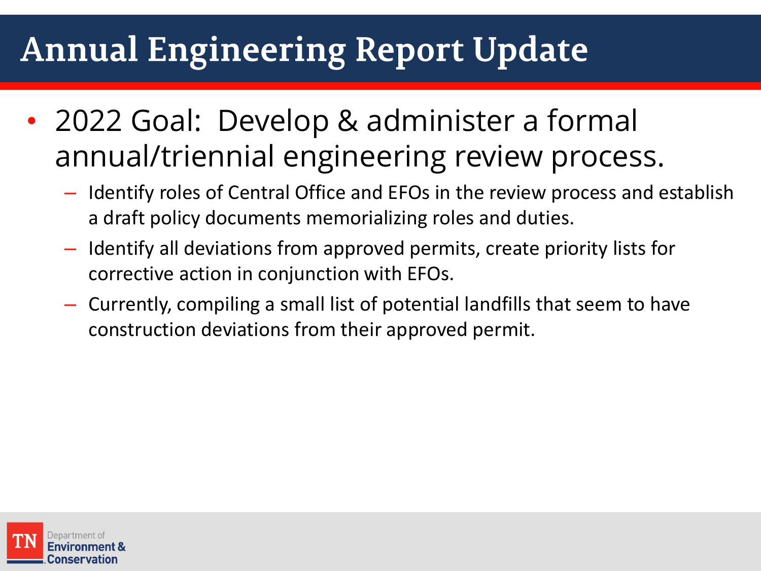# Annual Engineering Report Update

- 2022 Goal: Develop & administer a formal annual/triennial engineering review process.
  - Identify roles of Central Office and EFOs in the review process and establish a draft policy documents memorializing roles and duties.
  - Identify all deviations from approved permits, create priority lists for corrective action in conjunction with EFOs.
  - Currently, compiling a small list of potential landfills that seem to have construction deviations from their approved permit.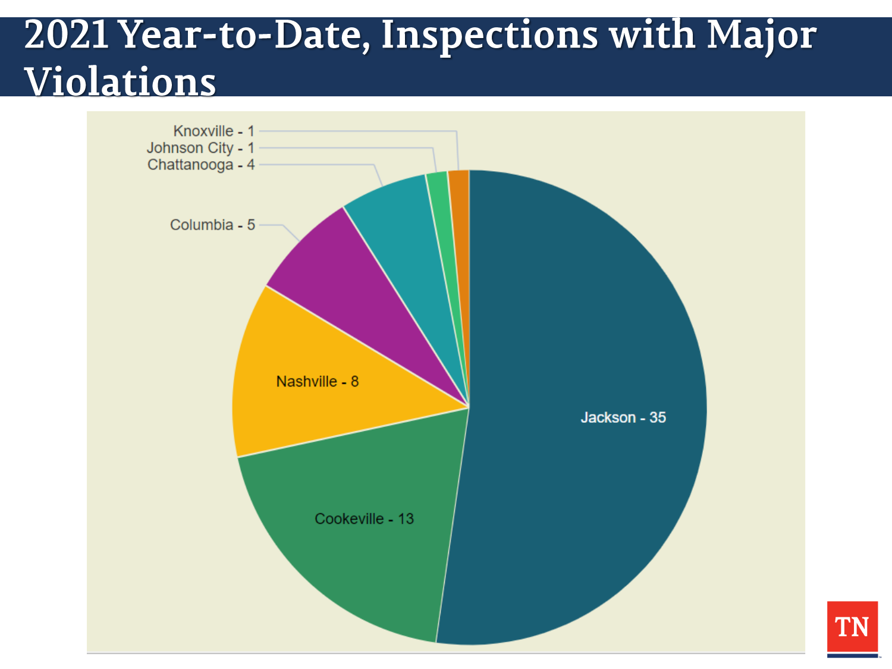# 2021 Year-to-Date, Inspections with Major Violations

Knoxville - 1
Johnson City - 1
Chattanooga - 4
Columbia - 5
Nashville - 8
Cookeville - 13
Jackson - 35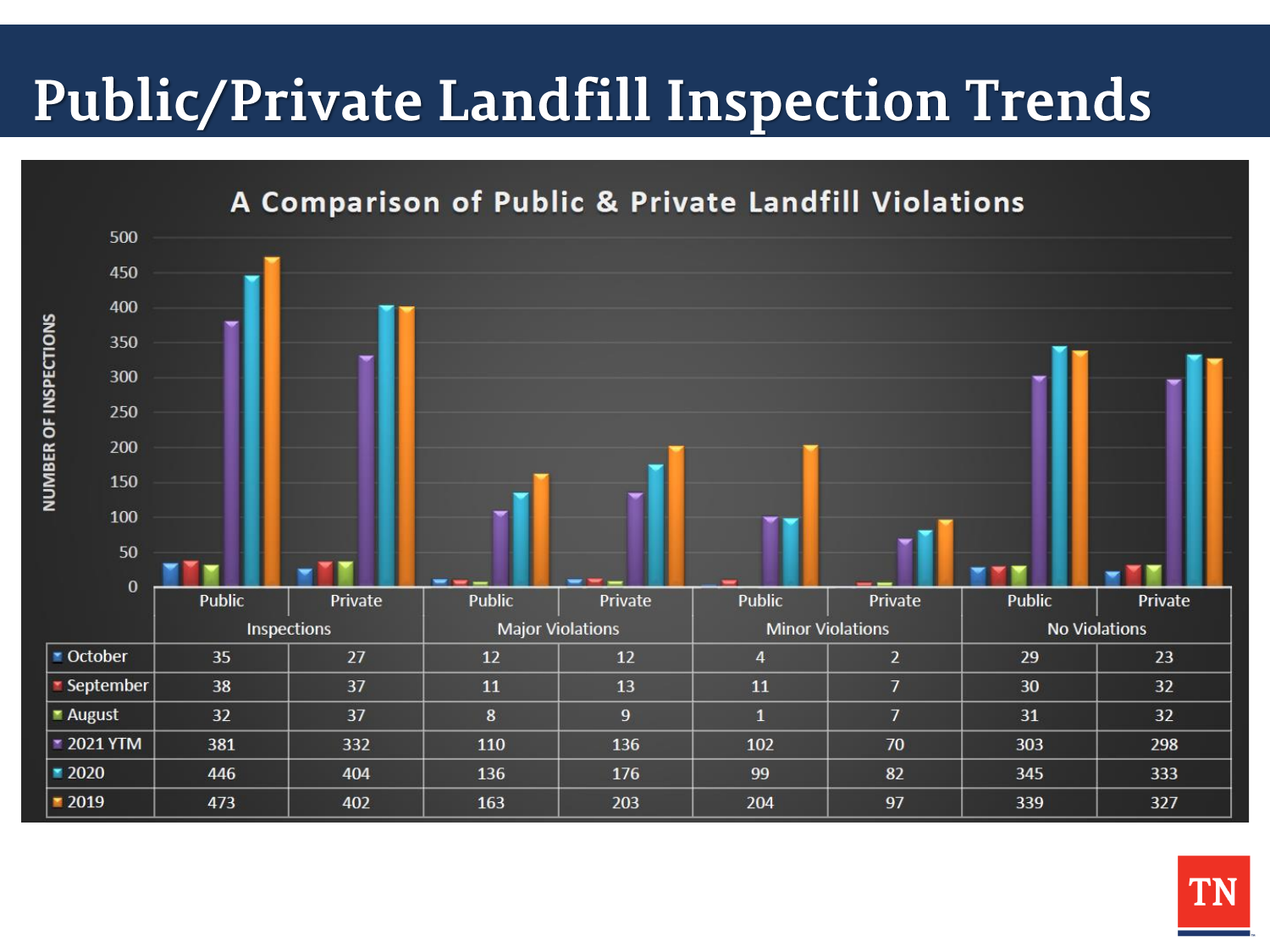# Public/Private Landfill Inspection Trends

A Comparison of Public & Private Landfill Violations

NUMBER OF INSPECTIONS

500
450
400
350
300
250
200
150
100
50
0

| | Inspections | | Major Violations | | Minor Violations | | No Violations | |
|---|---|---|---|---|---|---|---|---|
| | Public | Private | Public | Private | Public | Private | Public | Private |
| October | 35 | 27 | 12 | 12 | 4 | 2 | 29 | 23 |
| September | 38 | 37 | 11 | 13 | 11 | 7 | 30 | 32 |
| August | 32 | 37 | 8 | 9 | 1 | 7 | 31 | 32 |
| 2021 YTM | 381 | 332 | 110 | 136 | 102 | 70 | 303 | 298 |
| 2020 | 446 | 404 | 136 | 176 | 99 | 82 | 345 | 333 |
| 2019 | 473 | 402 | 163 | 203 | 204 | 97 | 339 | 327 |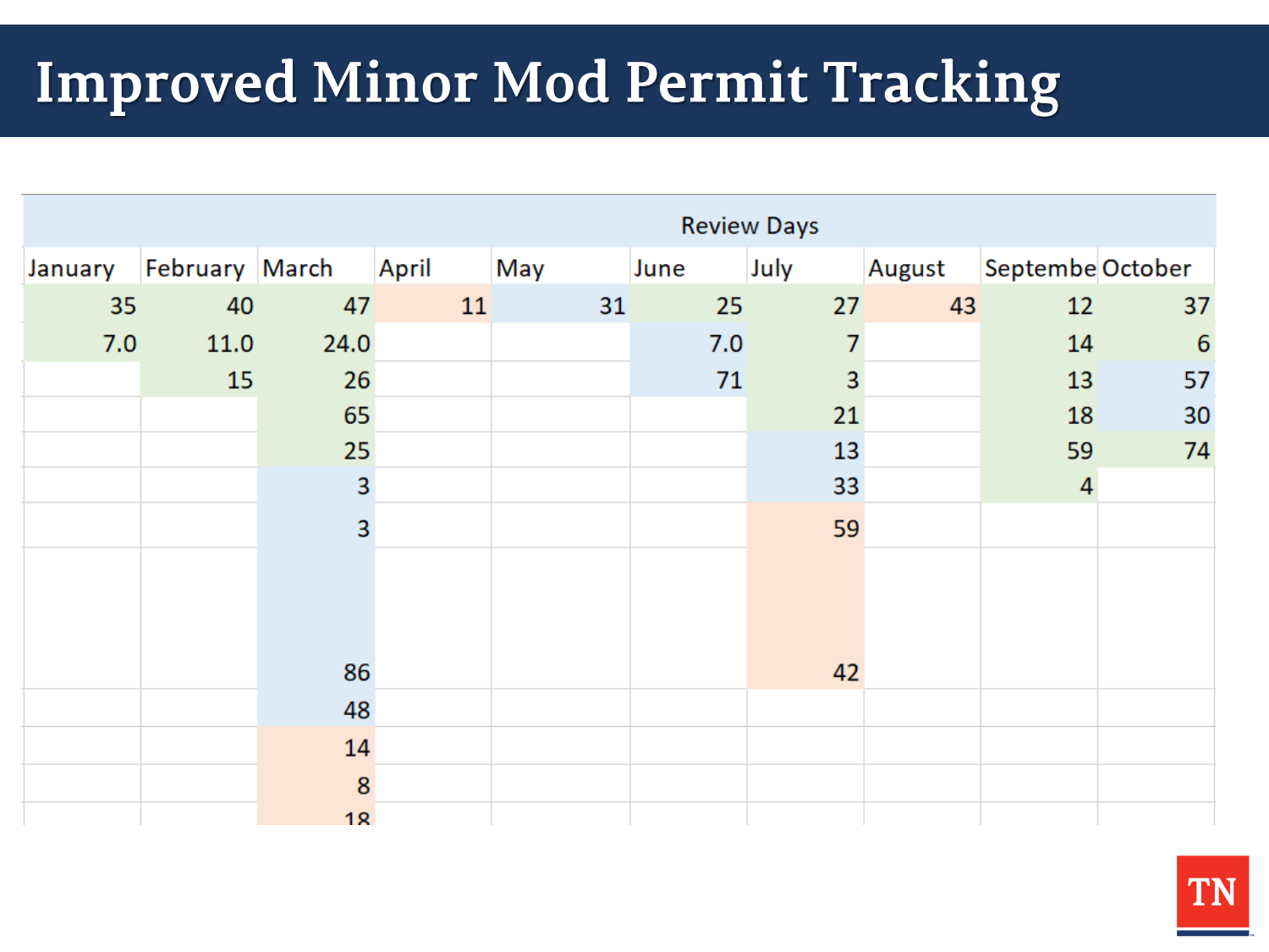# Improved Minor Mod Permit Tracking

| Review Days | | | | | | | | | |
|---|---|---|---|---|---|---|---|---|---|
| January | February | March | April | May | June | July | August | Septembe | October |
| 35 | 40 | 47 | 11 | 31 | 25 | 27 | 43 | 12 | 37 |
| 7.0 | 11.0 | 24.0 | | | 7.0 | 7 | | 14 | 6 |
| | 15 | 26 | | | 71 | 3 | | 13 | 57 |
| | | 65 | | | | 21 | | 18 | 30 |
| | | 25 | | | | 13 | | 59 | 74 |
| | | 3 | | | | 33 | | 4 | |
| | | 3 | | | | 59 | | | |
| | | 86 | | | | 42 | | | |
| | | 48 | | | | | | | |
| | | 14 | | | | | | | |
| | | 8 | | | | | | | |
| | | 18 | | | | | | | |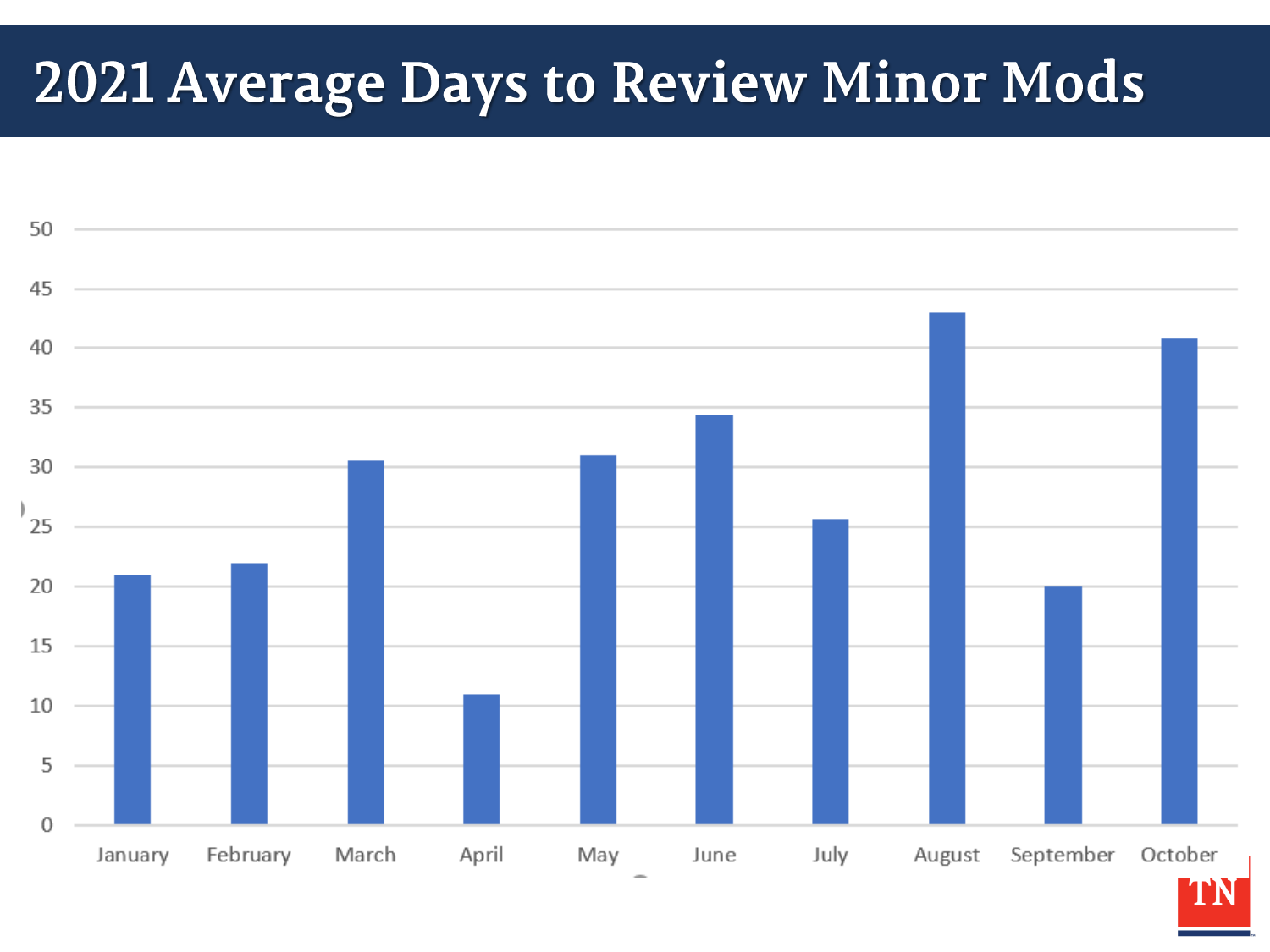# 2021 Average Days to Review Minor Mods

50
45
40
35
30
25
20
15
10
5
0

January February March April May June July August September October

TN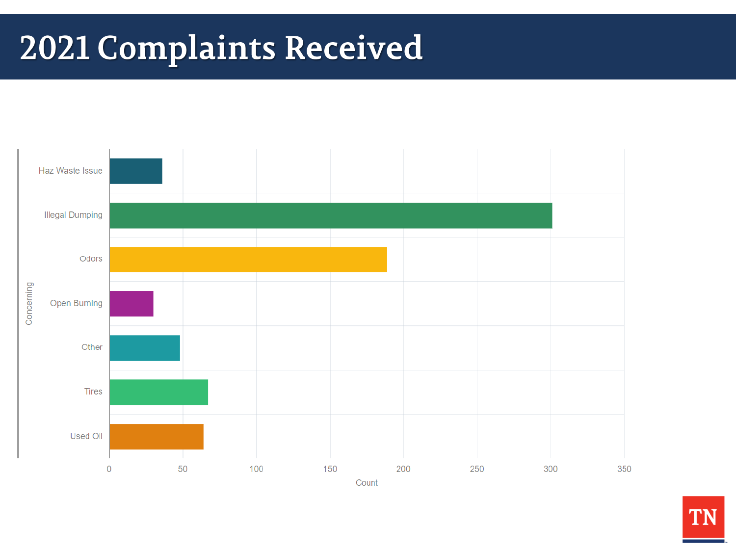# 2021 Complaints Received

Concerning

Haz Waste Issue

Illegal Dumping

Odors

Open Burning

Other

Tires

Used Oil

0

50

100

150

200

250

300

350

Count

TN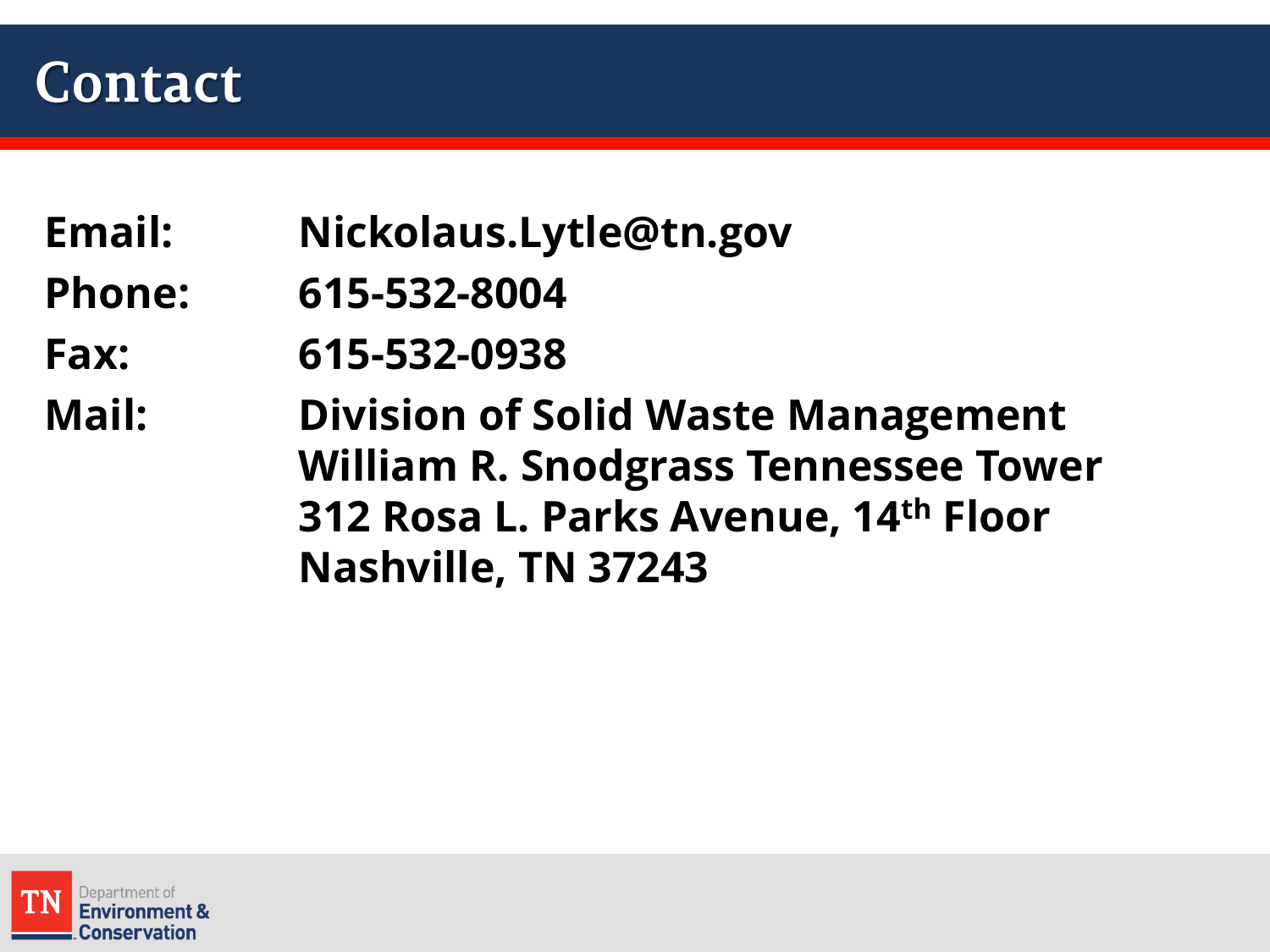# Contact

**Email:** **Nickolaus.Lytle@tn.gov**

**Phone:** **615-532-8004**

**Fax:** **615-532-0938**

**Mail:** **Division of Solid Waste Management**
**William R. Snodgrass Tennessee Tower**
**312 Rosa L. Parks Avenue, 14th Floor**
**Nashville, TN 37243**

TN Department of Environment & Conservation